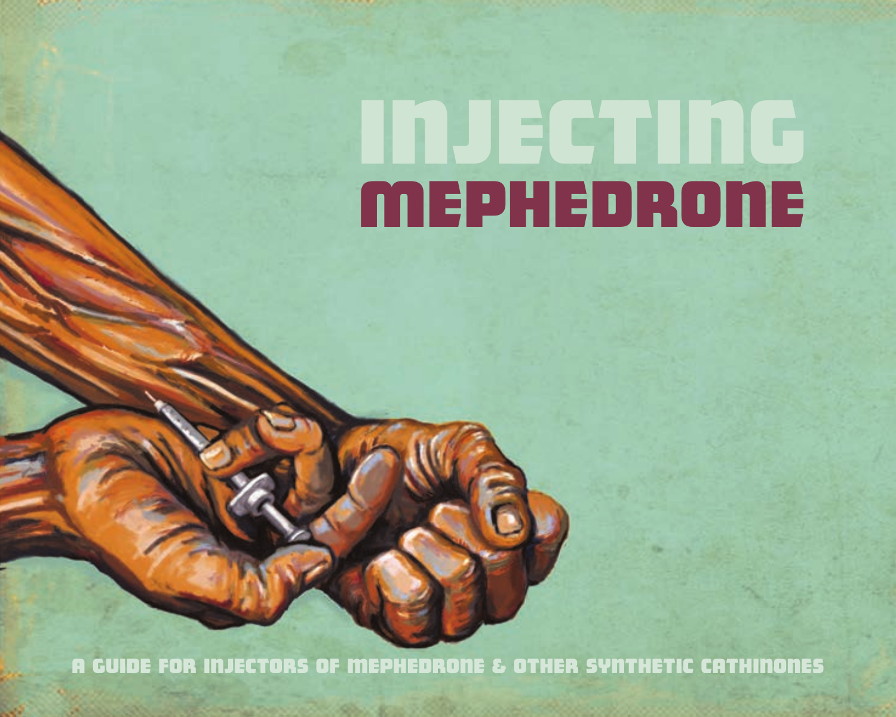# INJECTING MEPHEDRONE

A GUIDE FOR INJECTORS OF MEPHEDRONE & OTHER SYNTHETIC CATHINONES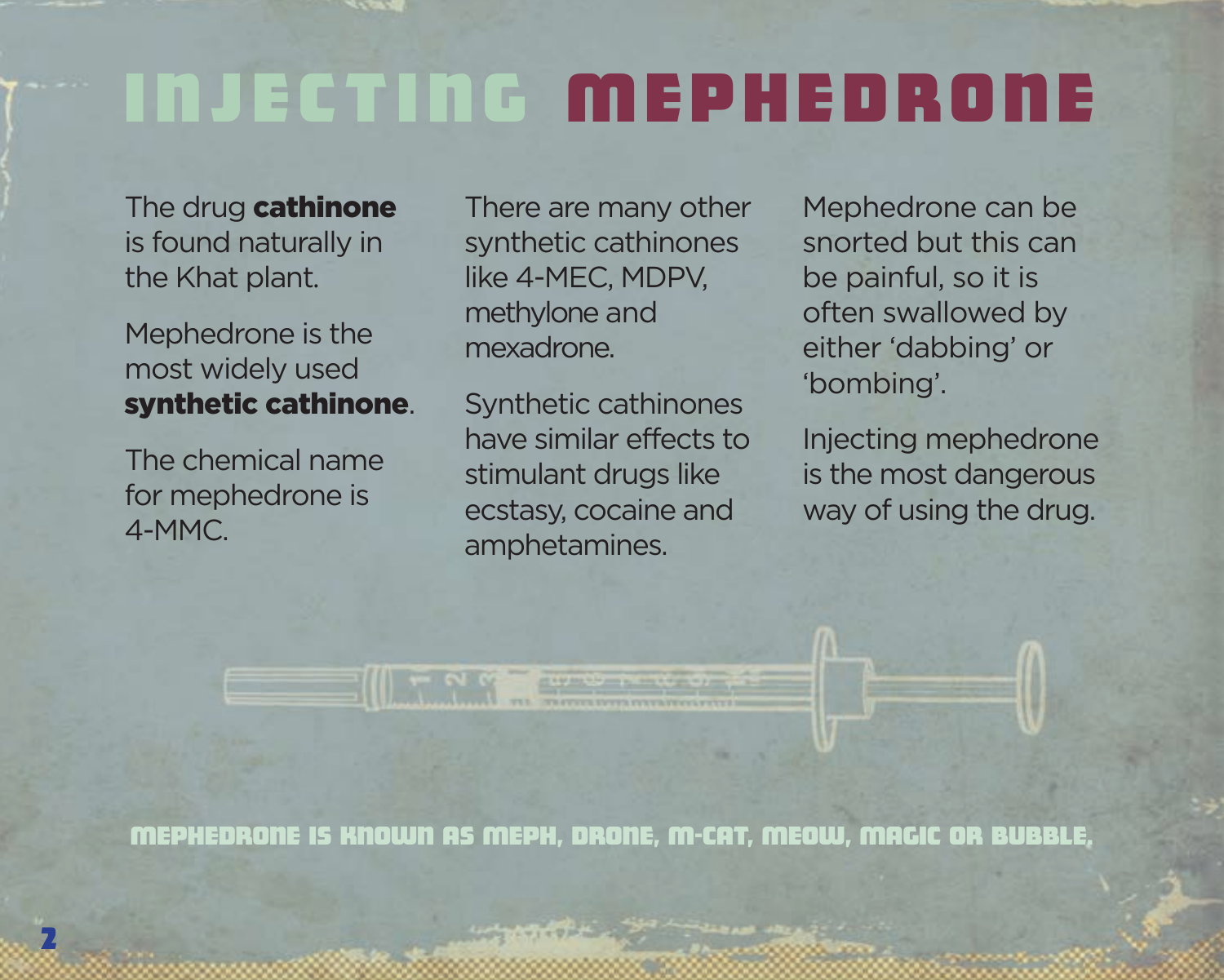# INJECTING MEPHEDRONE

The drug **cathinone** is found naturally in the Khat plant.

Mephedrone is the most widely used **synthetic cathinone**.

The chemical name for mephedrone is 4-MMC.

There are many other synthetic cathinones like 4-MEC, MDPV, methylone and mexadrone.

Synthetic cathinones have similar effects to stimulant drugs like ecstasy, cocaine and amphetamines.

Mephedrone can be snorted but this can be painful, so it is often swallowed by either 'dabbing' or 'bombing'.

Injecting mephedrone is the most dangerous way of using the drug.

MEPHEDRONE IS KNOWN AS MEPH, DRONE, M-CAT, MEOW, MAGIC OR BUBBLE.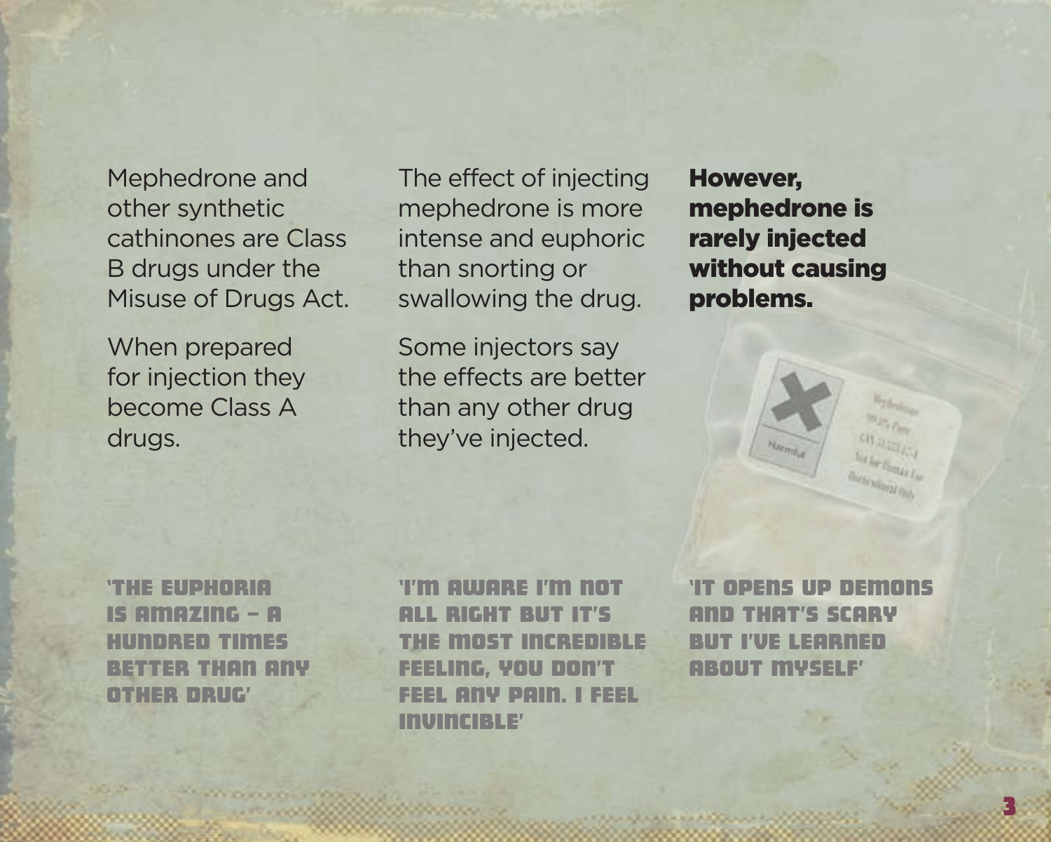Mephedrone and other synthetic cathinones are Class B drugs under the Misuse of Drugs Act.

When prepared for injection they become Class A drugs.

The effect of injecting mephedrone is more intense and euphoric than snorting or swallowing the drug.

Some injectors say the effects are better than any other drug they've injected.

**However, mephedrone is rarely injected without causing problems.**

**'THE EUPHORIA IS AMAZING – A HUNDRED TIMES BETTER THAN ANY OTHER DRUG'**

**'I'M AWARE I'M NOT ALL RIGHT BUT IT'S THE MOST INCREDIBLE FEELING, YOU DON'T FEEL ANY PAIN. I FEEL INVINCIBLE'**

**'IT OPENS UP DEMONS AND THAT'S SCARY BUT I'VE LEARNED ABOUT MYSELF'**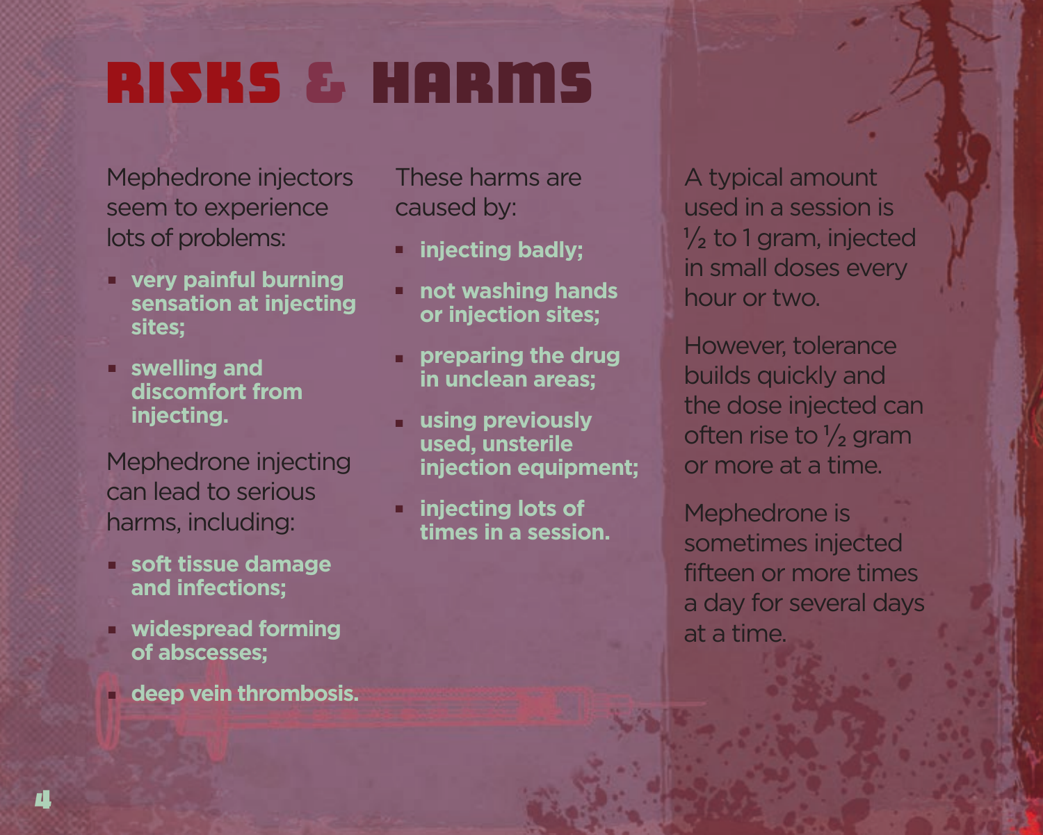# RISKS & HARMS

Mephedrone injectors seem to experience lots of problems:

- **very painful burning sensation at injecting sites;**
- **swelling and discomfort from injecting.**

Mephedrone injecting can lead to serious harms, including:

- **soft tissue damage and infections;**
- **widespread forming of abscesses;**
- **deep vein thrombosis.**

These harms are caused by:

- **injecting badly;**
- **not washing hands or injection sites;**
- **preparing the drug in unclean areas;**
- **using previously used, unsterile injection equipment;**
- **injecting lots of times in a session.**

A typical amount used in a session is ½ to 1 gram, injected in small doses every hour or two.

However, tolerance builds quickly and the dose injected can often rise to ½ gram or more at a time.

Mephedrone is sometimes injected fifteen or more times a day for several days at a time.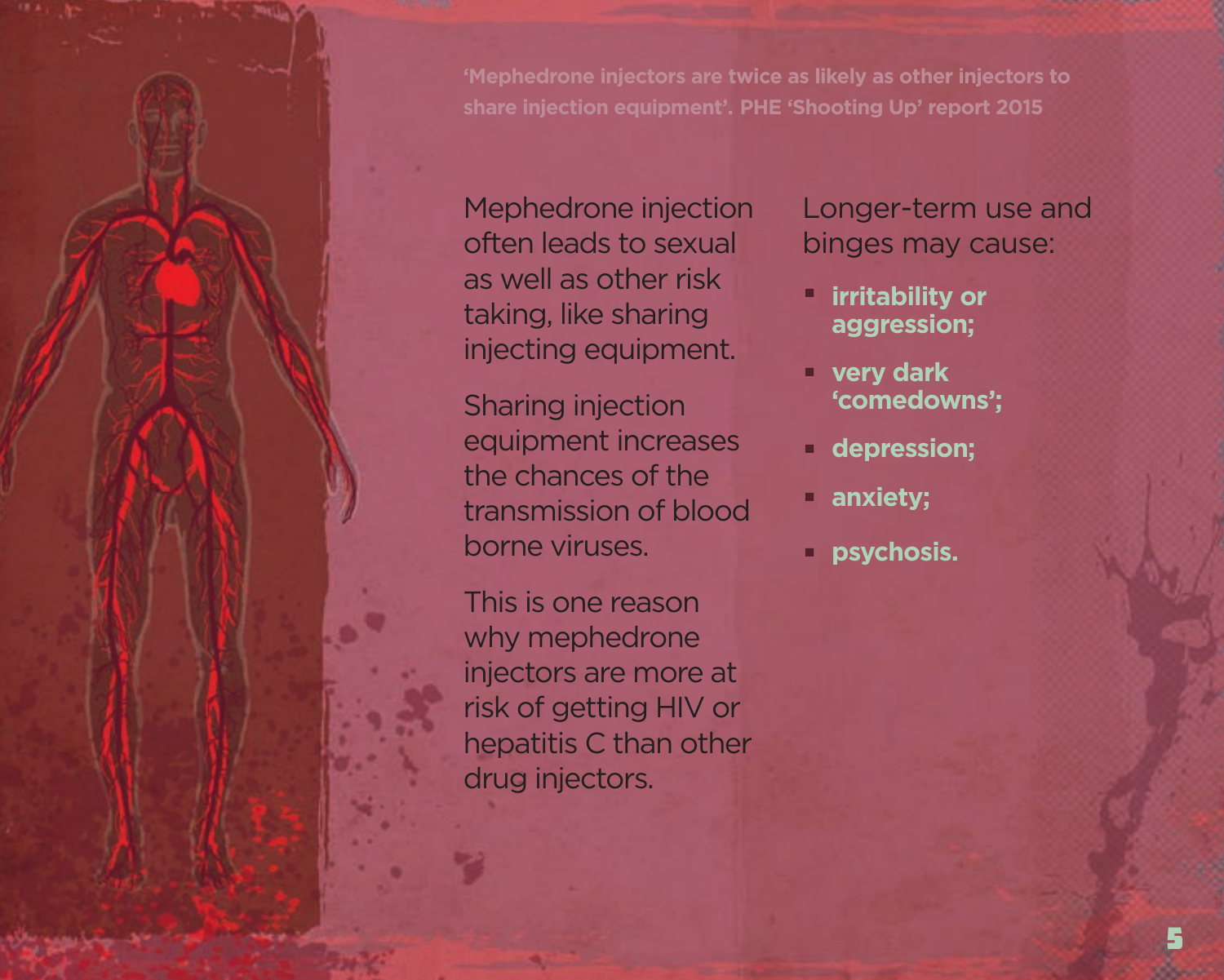**'Mephedrone injectors are twice as likely as other injectors to share injection equipment'. PHE 'Shooting Up' report 2015**

Mephedrone injection often leads to sexual as well as other risk taking, like sharing injecting equipment.

Sharing injection equipment increases the chances of the transmission of blood borne viruses.

This is one reason why mephedrone injectors are more at risk of getting HIV or hepatitis C than other drug injectors.

Longer-term use and binges may cause:

- **irritability or aggression;**
- **very dark 'comedowns';**
- **depression;**
- **anxiety;**
- **psychosis.**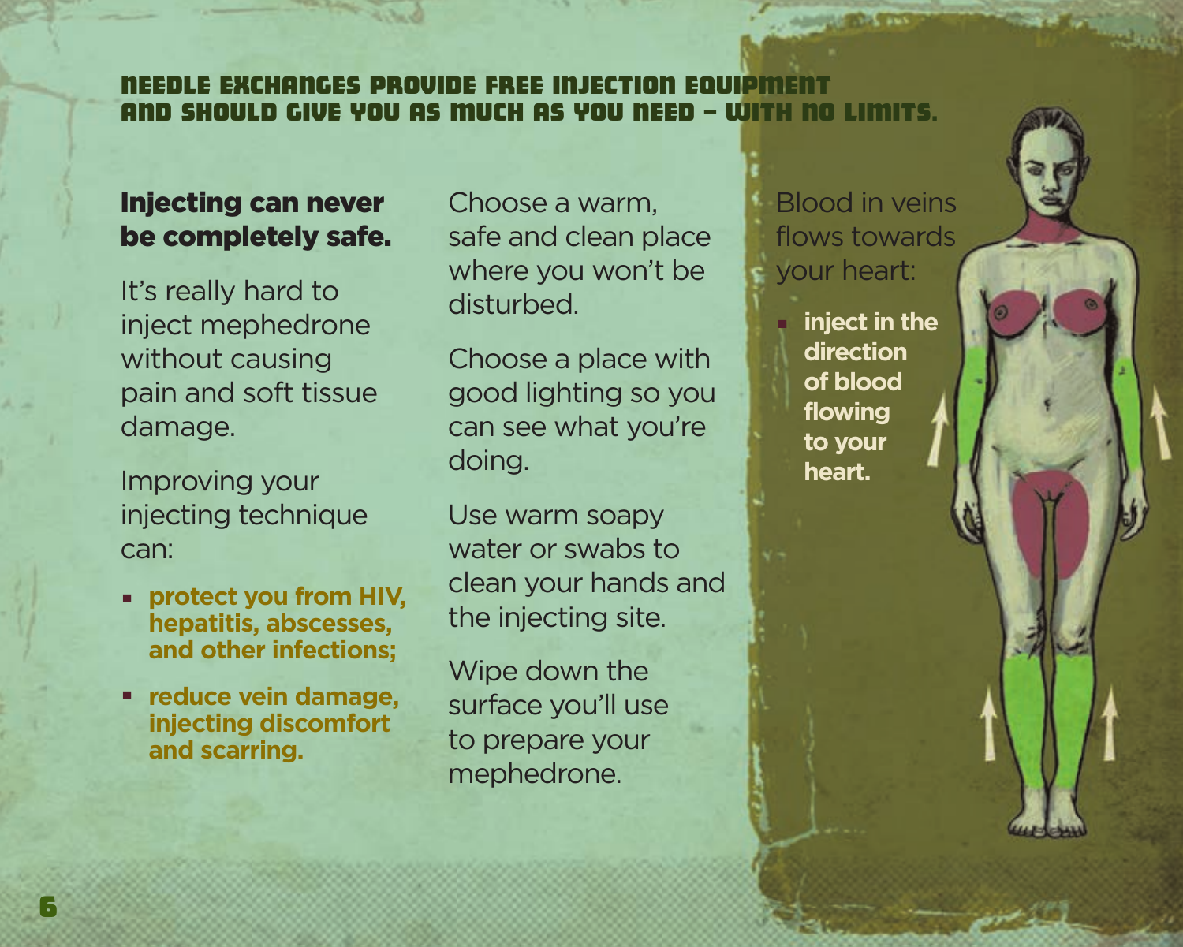**NEEDLE EXCHANGES PROVIDE FREE INJECTION EQUIPMENT AND SHOULD GIVE YOU AS MUCH AS YOU NEED – WITH NO LIMITS.**

## Injecting can never be completely safe.

It's really hard to inject mephedrone without causing pain and soft tissue damage.

Improving your injecting technique can:

- **protect you from HIV, hepatitis, abscesses, and other infections;**
- **reduce vein damage, injecting discomfort and scarring.**

Choose a warm, safe and clean place where you won't be disturbed.

Choose a place with good lighting so you can see what you're doing.

Use warm soapy water or swabs to clean your hands and the injecting site.

Wipe down the surface you'll use to prepare your mephedrone.

Blood in veins flows towards your heart:

- **inject in the direction of blood flowing to your heart.**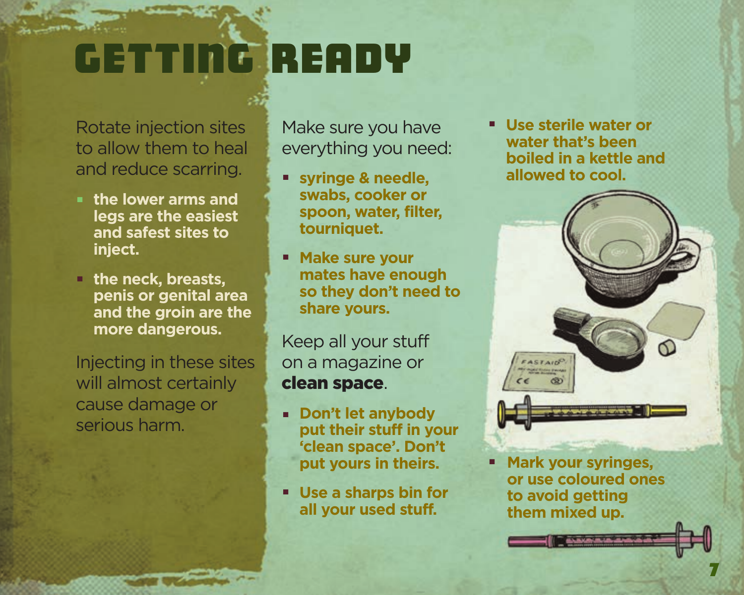# GETTING READY

Rotate injection sites to allow them to heal and reduce scarring.

- **the lower arms and legs are the easiest and safest sites to inject.**
- **the neck, breasts, penis or genital area and the groin are the more dangerous.**

Injecting in these sites will almost certainly cause damage or serious harm.

Make sure you have everything you need:

- **syringe & needle, swabs, cooker or spoon, water, filter, tourniquet.**
- **Make sure your mates have enough so they don't need to share yours.**

Keep all your stuff on a magazine or **clean space**.

- **Don't let anybody put their stuff in your 'clean space'. Don't put yours in theirs.**
- **Use a sharps bin for all your used stuff.**
- **Use sterile water or water that's been boiled in a kettle and allowed to cool.**
- **Mark your syringes, or use coloured ones to avoid getting them mixed up.**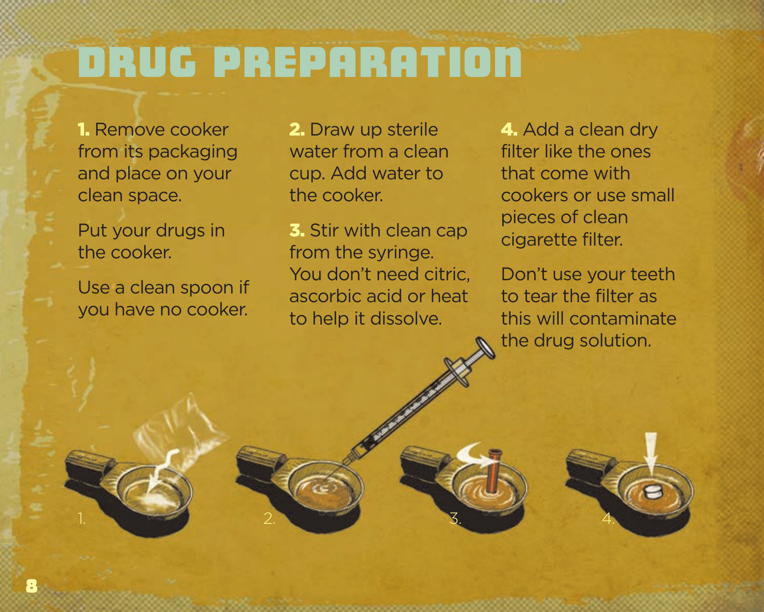# DRUG PREPARATION

**1.** Remove cooker from its packaging and place on your clean space.

Put your drugs in the cooker.

Use a clean spoon if you have no cooker.

**2.** Draw up sterile water from a clean cup. Add water to the cooker.

**3.** Stir with clean cap from the syringe. You don't need citric, ascorbic acid or heat to help it dissolve.

**4.** Add a clean dry filter like the ones that come with cookers or use small pieces of clean cigarette filter.

Don't use your teeth to tear the filter as this will contaminate the drug solution.

1.

2.

3.

4.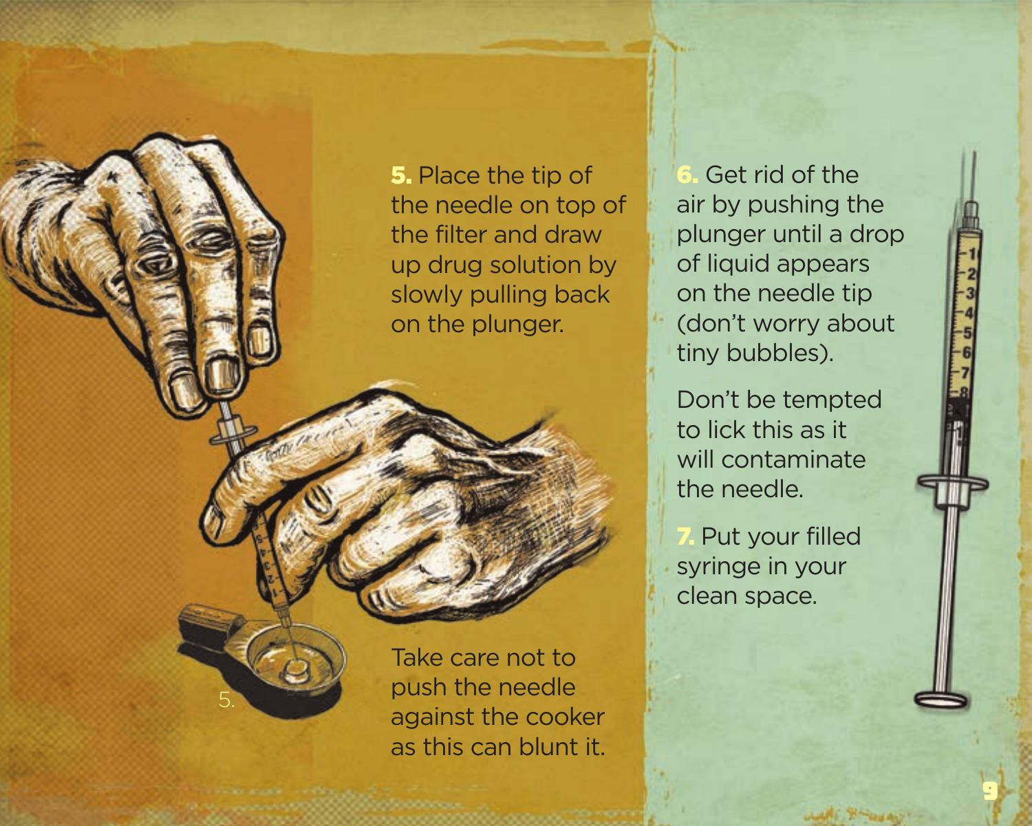**5.** Place the tip of the needle on top of the filter and draw up drug solution by slowly pulling back on the plunger.

Take care not to push the needle against the cooker as this can blunt it.

**6.** Get rid of the air by pushing the plunger until a drop of liquid appears on the needle tip (don't worry about tiny bubbles).

Don't be tempted to lick this as it will contaminate the needle.

**7.** Put your filled syringe in your clean space.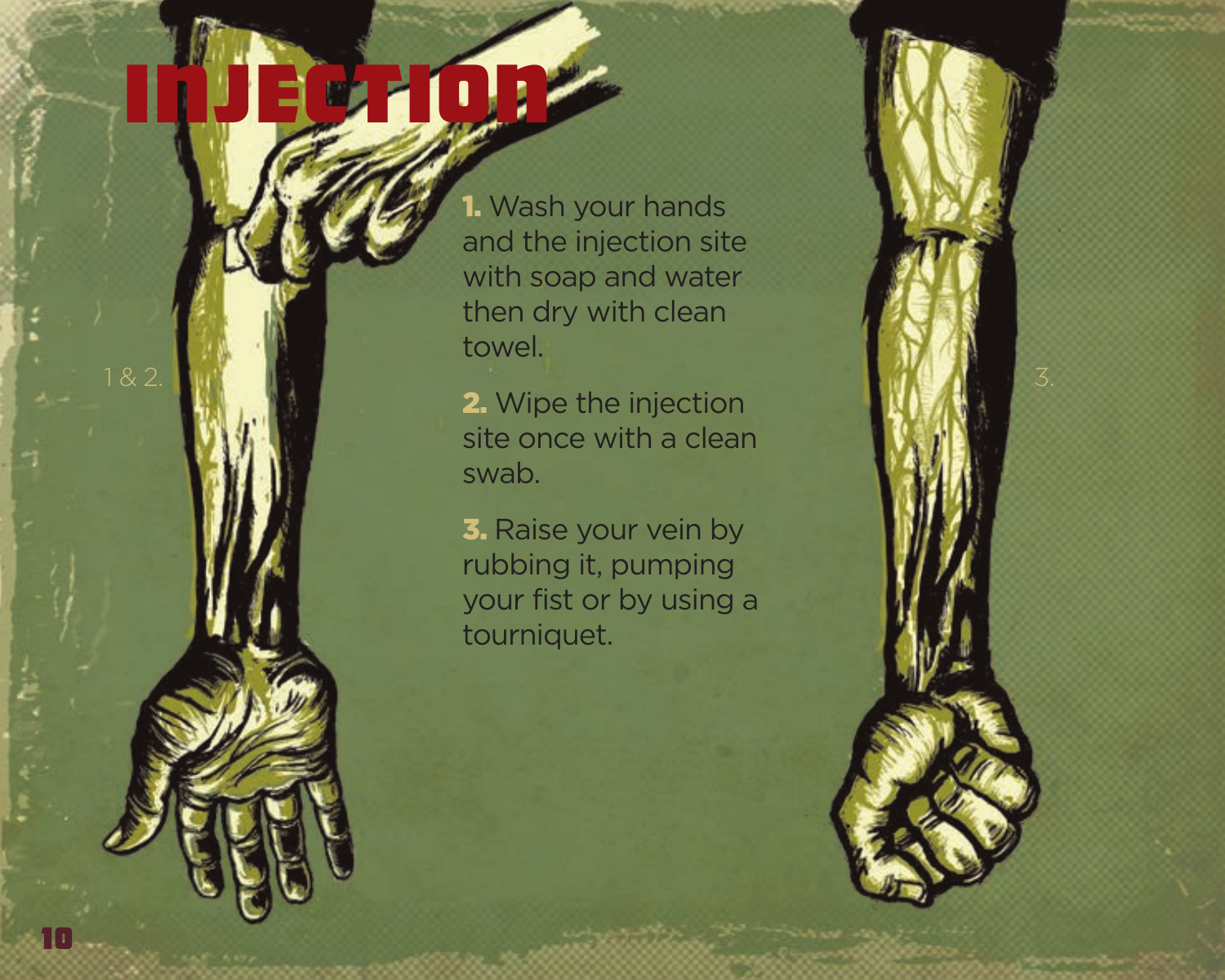# INJECTION

1 & 2.

**1.** Wash your hands and the injection site with soap and water then dry with clean towel.

**2.** Wipe the injection site once with a clean swab.

**3.** Raise your vein by rubbing it, pumping your fist or by using a tourniquet.

3.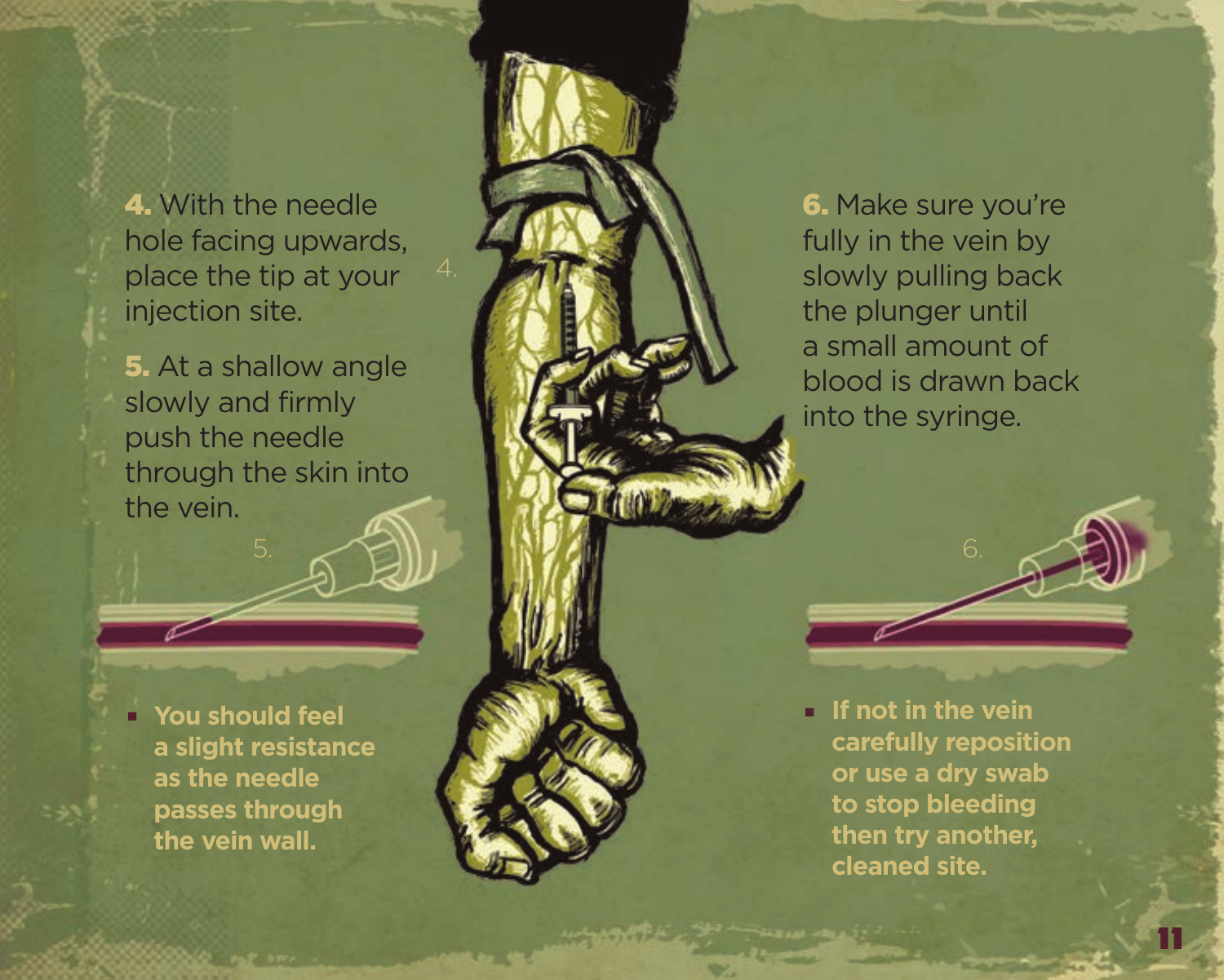**4.** With the needle hole facing upwards, place the tip at your injection site.

**5.** At a shallow angle slowly and firmly push the needle through the skin into the vein.

- **You should feel a slight resistance as the needle passes through the vein wall.**

**6.** Make sure you're fully in the vein by slowly pulling back the plunger until a small amount of blood is drawn back into the syringe.

- **If not in the vein carefully reposition or use a dry swab to stop bleeding then try another, cleaned site.**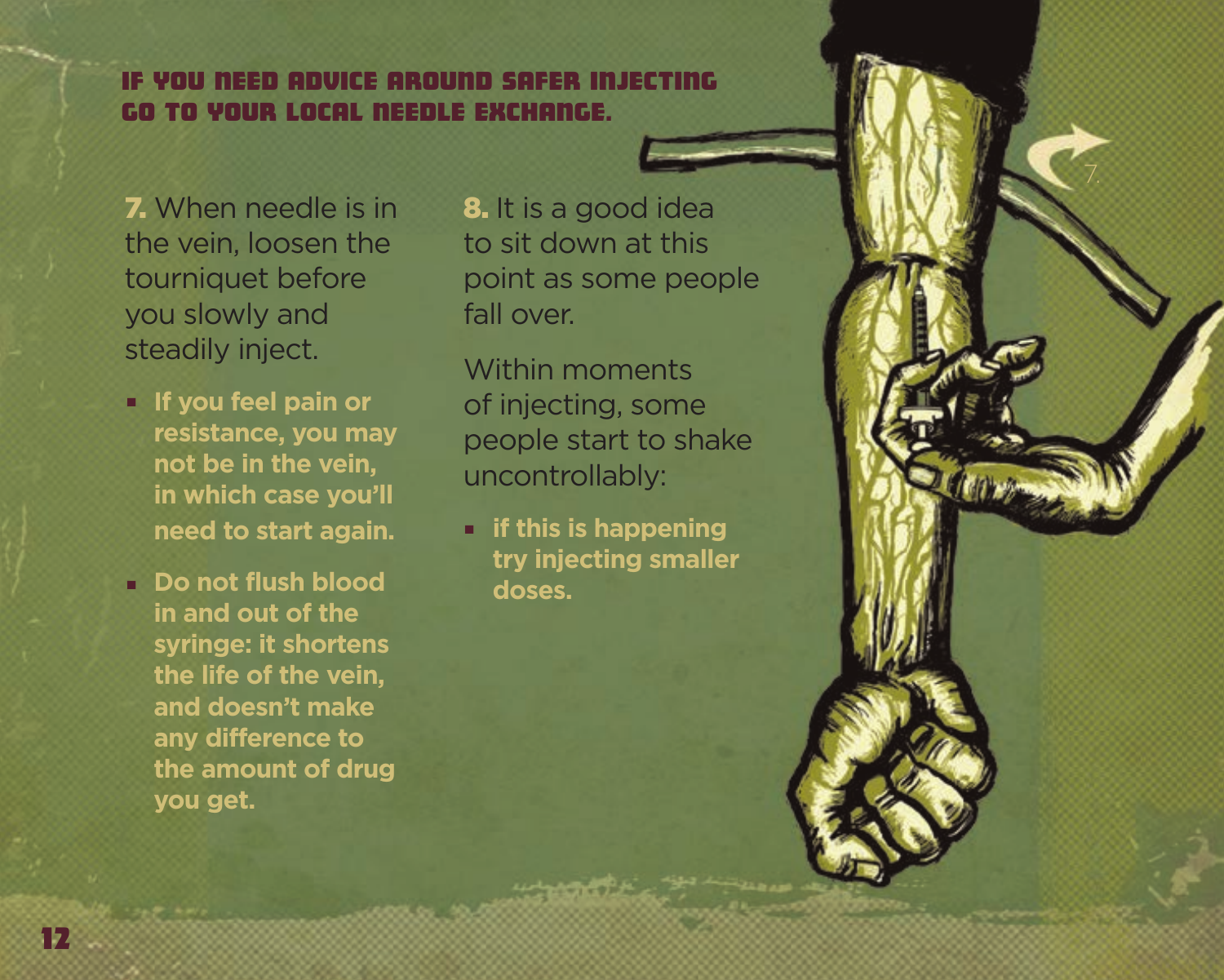**IF YOU NEED ADVICE AROUND SAFER INJECTING GO TO YOUR LOCAL NEEDLE EXCHANGE.**

**7.** When needle is in the vein, loosen the tourniquet before you slowly and steadily inject.

- **If you feel pain or resistance, you may not be in the vein, in which case you'll need to start again.**
- **Do not flush blood in and out of the syringe: it shortens the life of the vein, and doesn't make any difference to the amount of drug you get.**

**8.** It is a good idea to sit down at this point as some people fall over.

Within moments of injecting, some people start to shake uncontrollably:

- **if this is happening try injecting smaller doses.**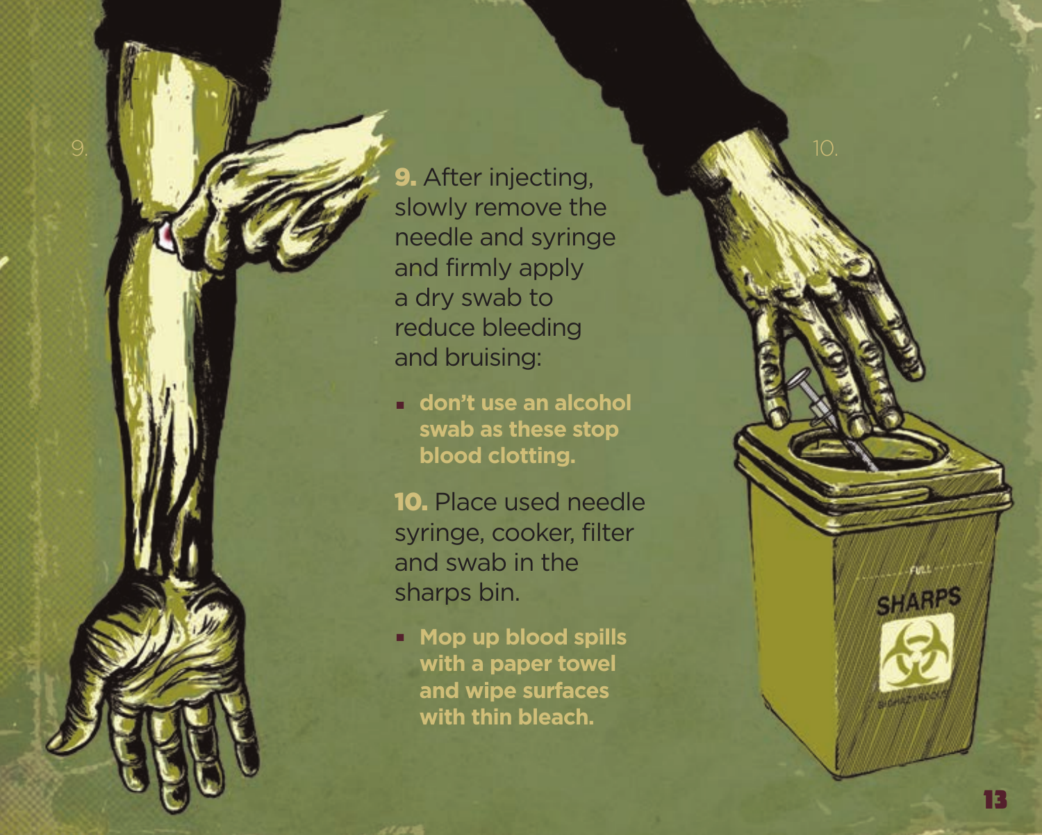**9.** After injecting, slowly remove the needle and syringe and firmly apply a dry swab to reduce bleeding and bruising:

- **don't use an alcohol swab as these stop blood clotting.**

**10.** Place used needle syringe, cooker, filter and swab in the sharps bin.

- **Mop up blood spills with a paper towel and wipe surfaces with thin bleach.**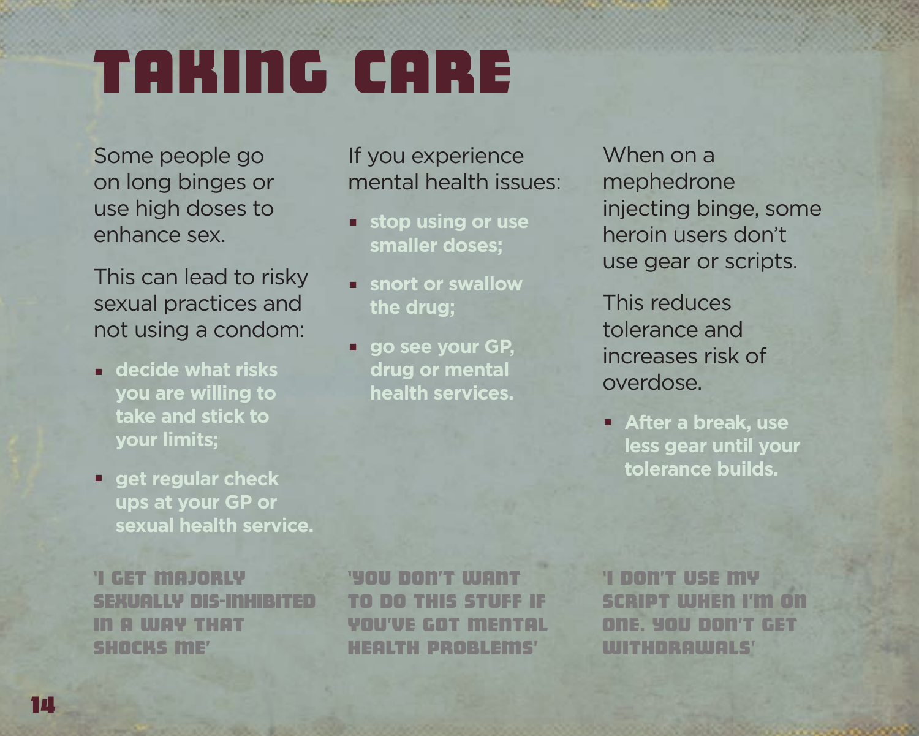# TAKING CARE

Some people go on long binges or use high doses to enhance sex.

This can lead to risky sexual practices and not using a condom:

- **decide what risks you are willing to take and stick to your limits;**
- **get regular check ups at your GP or sexual health service.**

'I GET MAJORLY SEXUALLY DIS-INHIBITED IN A WAY THAT SHOCKS ME'

If you experience mental health issues:

- **stop using or use smaller doses;**
- **snort or swallow the drug;**
- **go see your GP, drug or mental health services.**

'YOU DON'T WANT TO DO THIS STUFF IF YOU'VE GOT MENTAL HEALTH PROBLEMS'

When on a mephedrone injecting binge, some heroin users don't use gear or scripts.

This reduces tolerance and increases risk of overdose.

- **After a break, use less gear until your tolerance builds.**

'I DON'T USE MY SCRIPT WHEN I'M ON ONE. YOU DON'T GET WITHDRAWALS'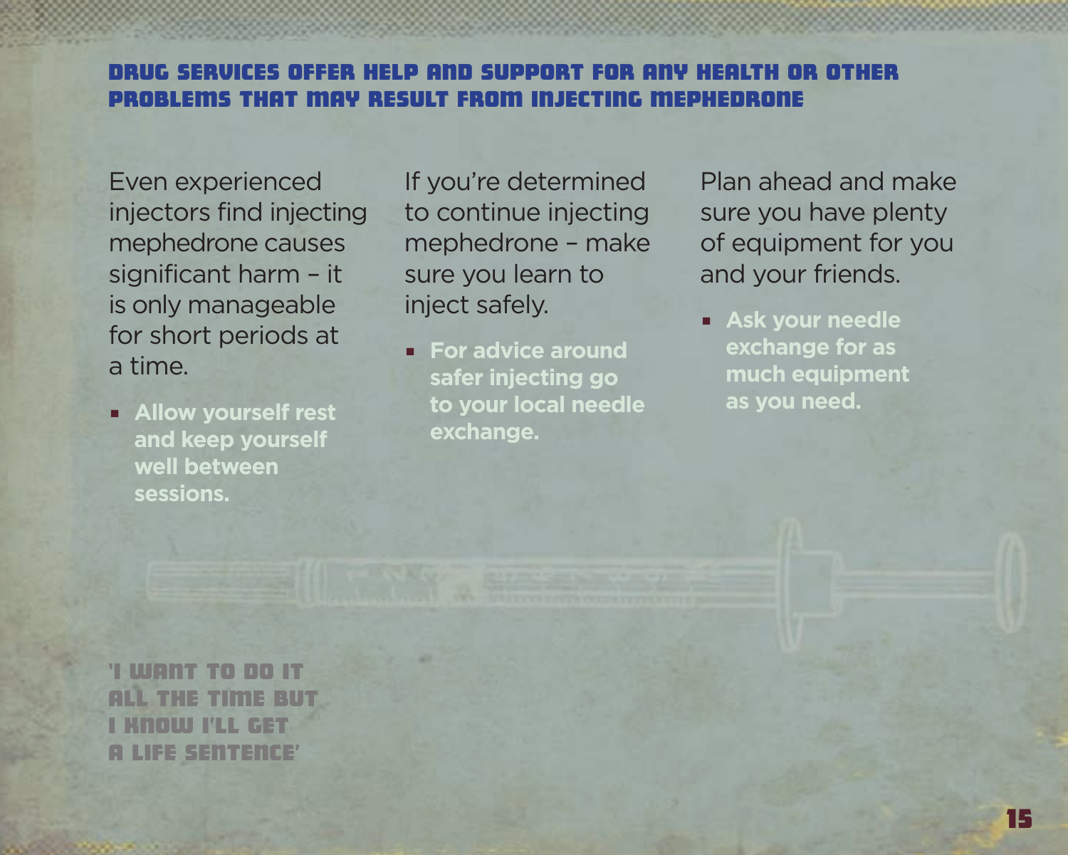## DRUG SERVICES OFFER HELP AND SUPPORT FOR ANY HEALTH OR OTHER PROBLEMS THAT MAY RESULT FROM INJECTING MEPHEDRONE

Even experienced injectors find injecting mephedrone causes significant harm – it is only manageable for short periods at a time.

- **Allow yourself rest and keep yourself well between sessions.**

If you're determined to continue injecting mephedrone – make sure you learn to inject safely.

- **For advice around safer injecting go to your local needle exchange.**

Plan ahead and make sure you have plenty of equipment for you and your friends.

- **Ask your needle exchange for as much equipment as you need.**

**'I WANT TO DO IT ALL THE TIME BUT I KNOW I'LL GET A LIFE SENTENCE'**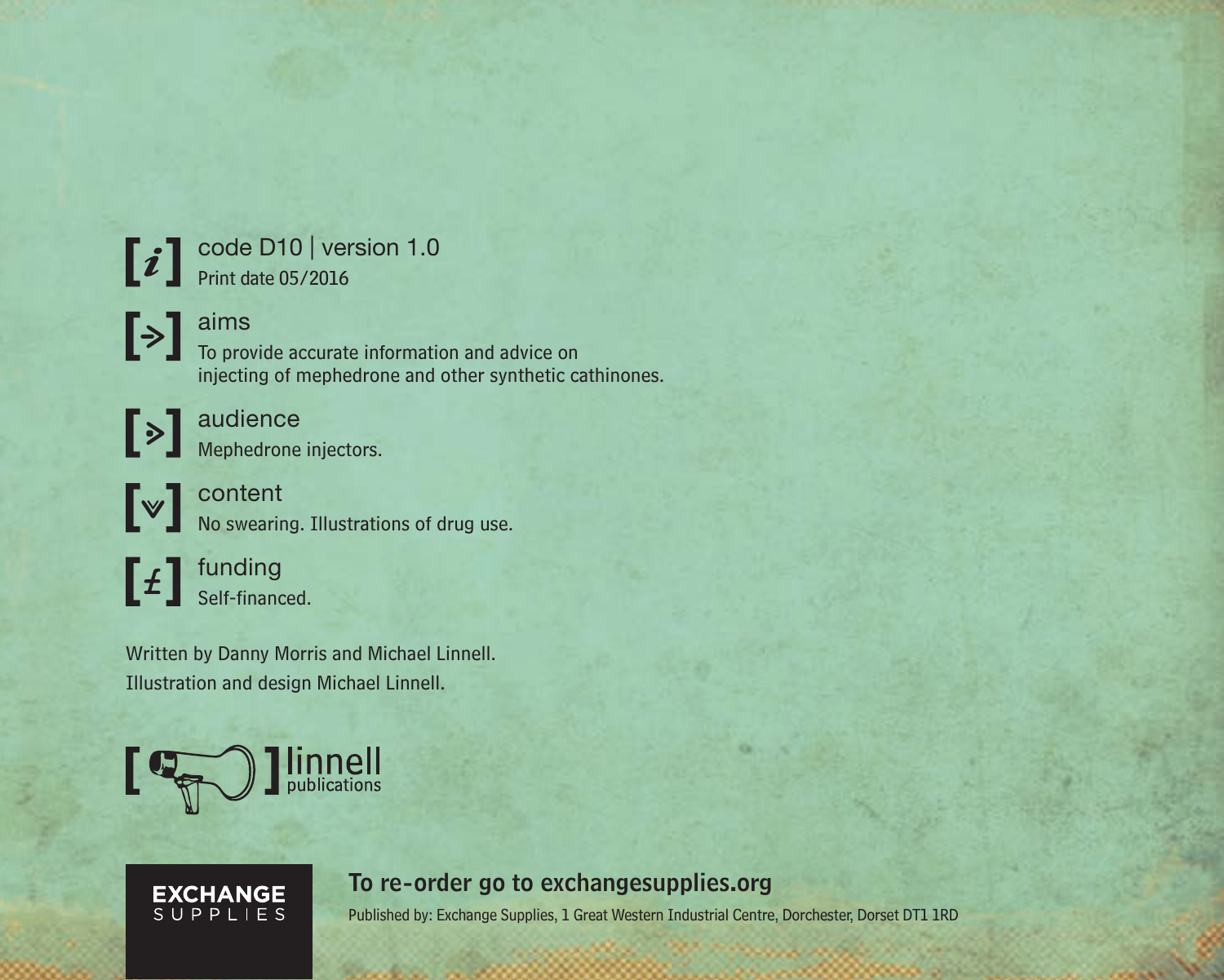[i] code D10 | version 1.0
Print date 05/2016

[>] aims
To provide accurate information and advice on injecting of mephedrone and other synthetic cathinones.

[>] audience
Mephedrone injectors.

[v] content
No swearing. Illustrations of drug use.

[£] funding
Self-financed.

Written by Danny Morris and Michael Linnell.
Illustration and design Michael Linnell.

linnell publications

EXCHANGE SUPPLIES

**To re-order go to exchangesupplies.org**

Published by: Exchange Supplies, 1 Great Western Industrial Centre, Dorchester, Dorset DT1 1RD